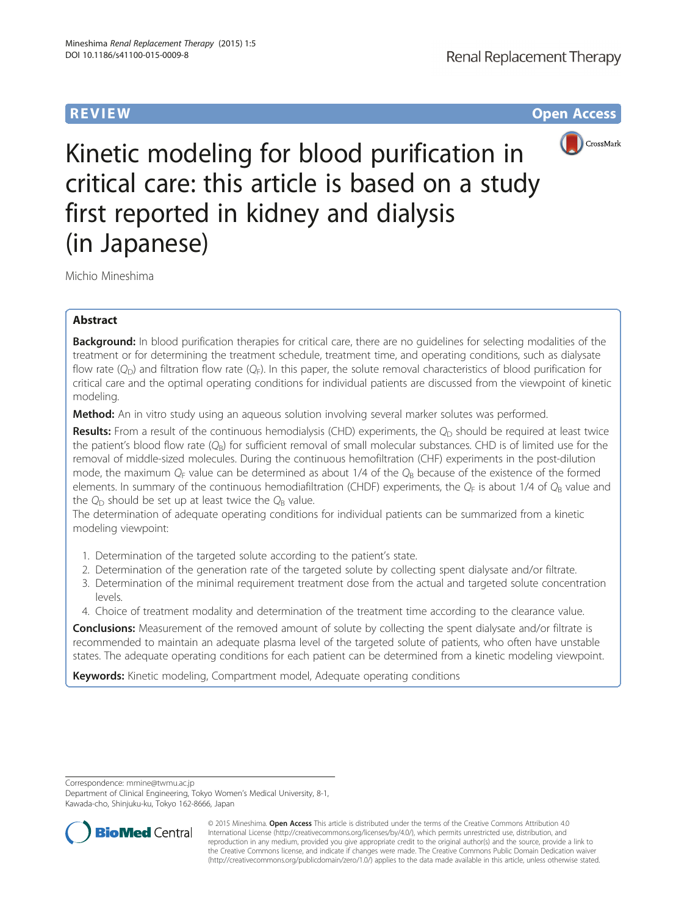REVIEW

Open Access

# Kinetic modeling for blood purification in critical care: this article is based on a study first reported in kidney and dialysis (in Japanese)

Michio Mineshima

## Abstract

**Background:** In blood purification therapies for critical care, there are no guidelines for selecting modalities of the treatment or for determining the treatment schedule, treatment time, and operating conditions, such as dialysate flow rate ($Q_D$) and filtration flow rate ($Q_F$). In this paper, the solute removal characteristics of blood purification for critical care and the optimal operating conditions for individual patients are discussed from the viewpoint of kinetic modeling.

**Method:** An in vitro study using an aqueous solution involving several marker solutes was performed.

**Results:** From a result of the continuous hemodialysis (CHD) experiments, the $Q_D$ should be required at least twice the patient's blood flow rate ($Q_B$) for sufficient removal of small molecular substances. CHD is of limited use for the removal of middle-sized molecules. During the continuous hemofiltration (CHF) experiments in the post-dilution mode, the maximum $Q_F$ value can be determined as about 1/4 of the $Q_B$ because of the existence of the formed elements. In summary of the continuous hemodiafiltration (CHDF) experiments, the $Q_F$ is about 1/4 of $Q_B$ value and the $Q_D$ should be set up at least twice the $Q_B$ value.

The determination of adequate operating conditions for individual patients can be summarized from a kinetic modeling viewpoint:

1. Determination of the targeted solute according to the patient's state.
2. Determination of the generation rate of the targeted solute by collecting spent dialysate and/or filtrate.
3. Determination of the minimal requirement treatment dose from the actual and targeted solute concentration levels.
4. Choice of treatment modality and determination of the treatment time according to the clearance value.

**Conclusions:** Measurement of the removed amount of solute by collecting the spent dialysate and/or filtrate is recommended to maintain an adequate plasma level of the targeted solute of patients, who often have unstable states. The adequate operating conditions for each patient can be determined from a kinetic modeling viewpoint.

**Keywords:** Kinetic modeling, Compartment model, Adequate operating conditions

Correspondence: mmine@twmu.ac.jp
Department of Clinical Engineering, Tokyo Women's Medical University, 8-1, Kawada-cho, Shinjuku-ku, Tokyo 162-8666, Japan

© 2015 Mineshima. **Open Access** This article is distributed under the terms of the Creative Commons Attribution 4.0 International License (http://creativecommons.org/licenses/by/4.0/), which permits unrestricted use, distribution, and reproduction in any medium, provided you give appropriate credit to the original author(s) and the source, provide a link to the Creative Commons license, and indicate if changes were made. The Creative Commons Public Domain Dedication waiver (http://creativecommons.org/publicdomain/zero/1.0/) applies to the data made available in this article, unless otherwise stated.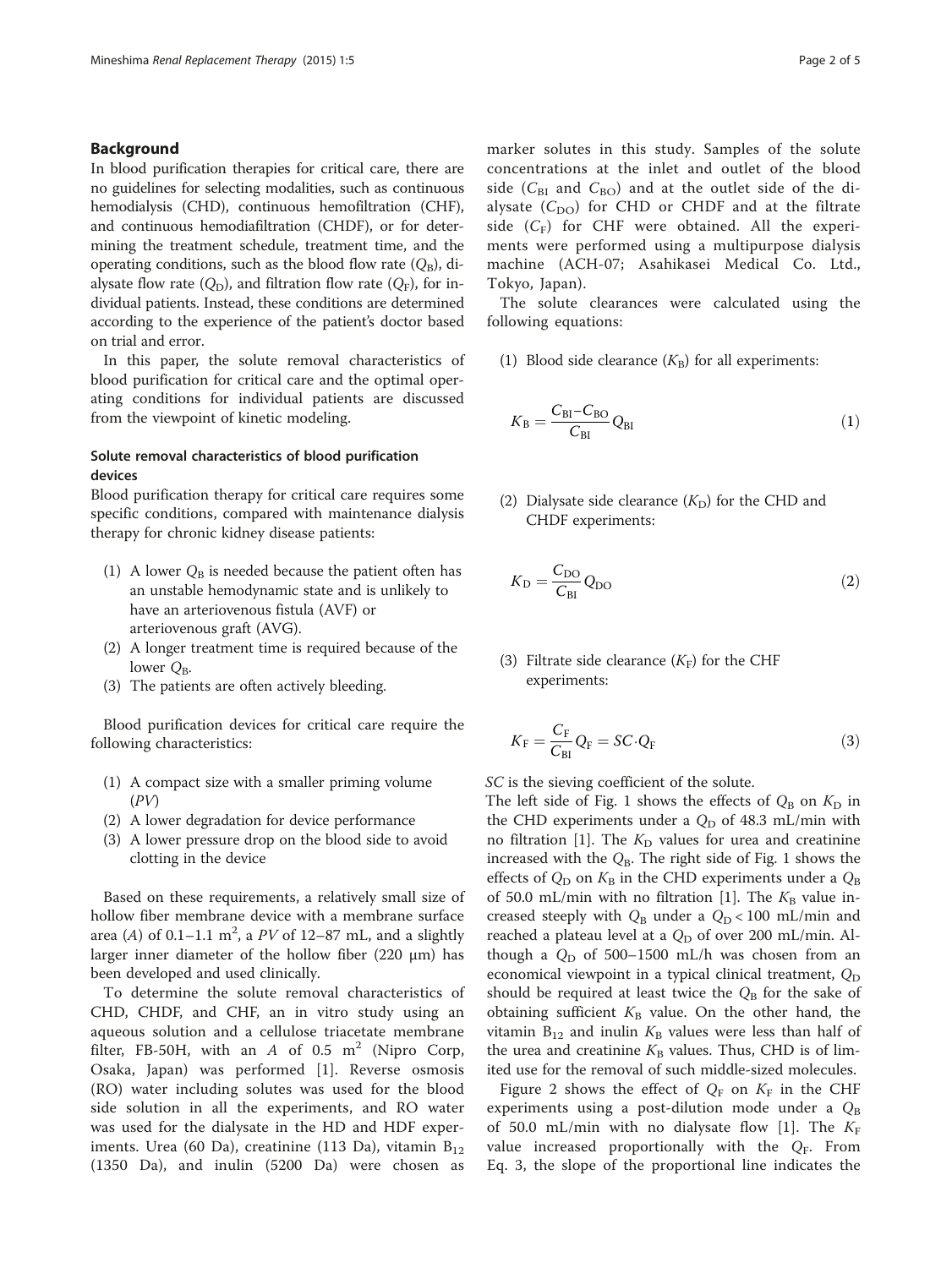## Background

In blood purification therapies for critical care, there are no guidelines for selecting modalities, such as continuous hemodialysis (CHD), continuous hemofiltration (CHF), and continuous hemodiafiltration (CHDF), or for determining the treatment schedule, treatment time, and the operating conditions, such as the blood flow rate ($Q_B$), dialysate flow rate ($Q_D$), and filtration flow rate ($Q_F$), for individual patients. Instead, these conditions are determined according to the experience of the patient's doctor based on trial and error.

In this paper, the solute removal characteristics of blood purification for critical care and the optimal operating conditions for individual patients are discussed from the viewpoint of kinetic modeling.

### Solute removal characteristics of blood purification devices

Blood purification therapy for critical care requires some specific conditions, compared with maintenance dialysis therapy for chronic kidney disease patients:

1. A lower $Q_B$ is needed because the patient often has an unstable hemodynamic state and is unlikely to have an arteriovenous fistula (AVF) or arteriovenous graft (AVG).
2. A longer treatment time is required because of the lower $Q_B$.
3. The patients are often actively bleeding.

Blood purification devices for critical care require the following characteristics:

1. A compact size with a smaller priming volume (*PV*)
2. A lower degradation for device performance
3. A lower pressure drop on the blood side to avoid clotting in the device

Based on these requirements, a relatively small size of hollow fiber membrane device with a membrane surface area ($A$) of 0.1–1.1 $m^2$, a *PV* of 12–87 mL, and a slightly larger inner diameter of the hollow fiber (220 μm) has been developed and used clinically.

To determine the solute removal characteristics of CHD, CHDF, and CHF, an in vitro study using an aqueous solution and a cellulose triacetate membrane filter, FB-50H, with an $A$ of 0.5 $m^2$ (Nipro Corp, Osaka, Japan) was performed [1]. Reverse osmosis (RO) water including solutes was used for the blood side solution in all the experiments, and RO water was used for the dialysate in the HD and HDF experiments. Urea (60 Da), creatinine (113 Da), vitamin $B_{12}$ (1350 Da), and inulin (5200 Da) were chosen as marker solutes in this study. Samples of the solute concentrations at the inlet and outlet of the blood side ($C_{BI}$ and $C_{BO}$) and at the outlet side of the dialysate ($C_{DO}$) for CHD or CHDF and at the filtrate side ($C_F$) for CHF were obtained. All the experiments were performed using a multipurpose dialysis machine (ACH-07; Asahikasei Medical Co. Ltd., Tokyo, Japan).

The solute clearances were calculated using the following equations:

(1) Blood side clearance ($K_B$) for all experiments:

$$K_B = \frac{C_{BI} - C_{BO}}{C_{BI}} Q_{BI} \tag{1}$$

(2) Dialysate side clearance ($K_D$) for the CHD and CHDF experiments:

$$K_D = \frac{C_{DO}}{C_{BI}} Q_{DO} \tag{2}$$

(3) Filtrate side clearance ($K_F$) for the CHF experiments:

$$K_F = \frac{C_F}{C_{BI}} Q_F = SC \cdot Q_F \tag{3}$$

*SC* is the sieving coefficient of the solute.

The left side of Fig. 1 shows the effects of $Q_B$ on $K_D$ in the CHD experiments under a $Q_D$ of 48.3 mL/min with no filtration [1]. The $K_D$ values for urea and creatinine increased with the $Q_B$. The right side of Fig. 1 shows the effects of $Q_D$ on $K_B$ in the CHD experiments under a $Q_B$ of 50.0 mL/min with no filtration [1]. The $K_B$ value increased steeply with $Q_B$ under a $Q_D < 100$ mL/min and reached a plateau level at a $Q_D$ of over 200 mL/min. Although a $Q_D$ of 500–1500 mL/h was chosen from an economical viewpoint in a typical clinical treatment, $Q_D$ should be required at least twice the $Q_B$ for the sake of obtaining sufficient $K_B$ value. On the other hand, the vitamin $B_{12}$ and inulin $K_B$ values were less than half of the urea and creatinine $K_B$ values. Thus, CHD is of limited use for the removal of such middle-sized molecules.

Figure 2 shows the effect of $Q_F$ on $K_F$ in the CHF experiments using a post-dilution mode under a $Q_B$ of 50.0 mL/min with no dialysate flow [1]. The $K_F$ value increased proportionally with the $Q_F$. From Eq. 3, the slope of the proportional line indicates the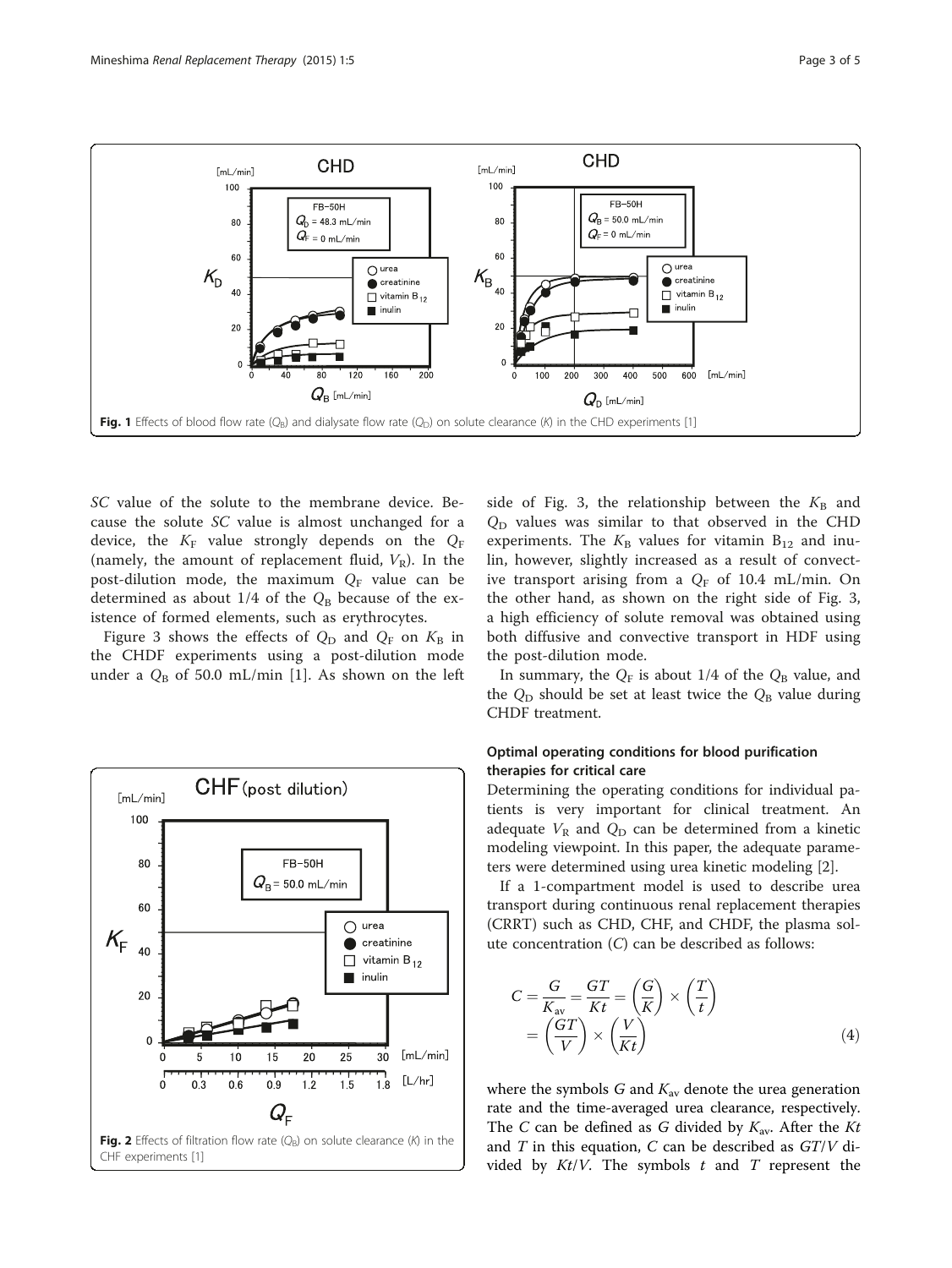Fig. 1 Effects of blood flow rate ($Q_B$) and dialysate flow rate ($Q_D$) on solute clearance ($K$) in the CHD experiments [1]

*SC* value of the solute to the membrane device. Because the solute *SC* value is almost unchanged for a device, the $K_F$ value strongly depends on the $Q_F$ (namely, the amount of replacement fluid, $V_R$). In the post-dilution mode, the maximum $Q_F$ value can be determined as about 1/4 of the $Q_B$ because of the existence of formed elements, such as erythrocytes.

Figure 3 shows the effects of $Q_D$ and $Q_F$ on $K_B$ in the CHDF experiments using a post-dilution mode under a $Q_B$ of 50.0 mL/min [1]. As shown on the left side of Fig. 3, the relationship between the $K_B$ and $Q_D$ values was similar to that observed in the CHD experiments. The $K_B$ values for vitamin $B_{12}$ and inulin, however, slightly increased as a result of convective transport arising from a $Q_F$ of 10.4 mL/min. On the other hand, as shown on the right side of Fig. 3, a high efficiency of solute removal was obtained using both diffusive and convective transport in HDF using the post-dilution mode.

In summary, the $Q_F$ is about 1/4 of the $Q_B$ value, and the $Q_D$ should be set at least twice the $Q_B$ value during CHDF treatment.

Fig. 2 Effects of filtration flow rate ($Q_B$) on solute clearance ($K$) in the CHF experiments [1]

## Optimal operating conditions for blood purification therapies for critical care

Determining the operating conditions for individual patients is very important for clinical treatment. An adequate $V_R$ and $Q_D$ can be determined from a kinetic modeling viewpoint. In this paper, the adequate parameters were determined using urea kinetic modeling [2].

If a 1-compartment model is used to describe urea transport during continuous renal replacement therapies (CRRT) such as CHD, CHF, and CHDF, the plasma solute concentration ($C$) can be described as follows:

$$C = \frac{G}{K_{av}} = \frac{GT}{Kt} = \left(\frac{G}{K}\right) \times \left(\frac{T}{t}\right) = \left(\frac{GT}{V}\right) \times \left(\frac{V}{Kt}\right) \tag{4}$$

where the symbols $G$ and $K_{av}$ denote the urea generation rate and the time-averaged urea clearance, respectively. The $C$ can be defined as $G$ divided by $K_{av}$. After the $Kt$ and $T$ in this equation, $C$ can be described as $GT/V$ divided by $Kt/V$. The symbols $t$ and $T$ represent the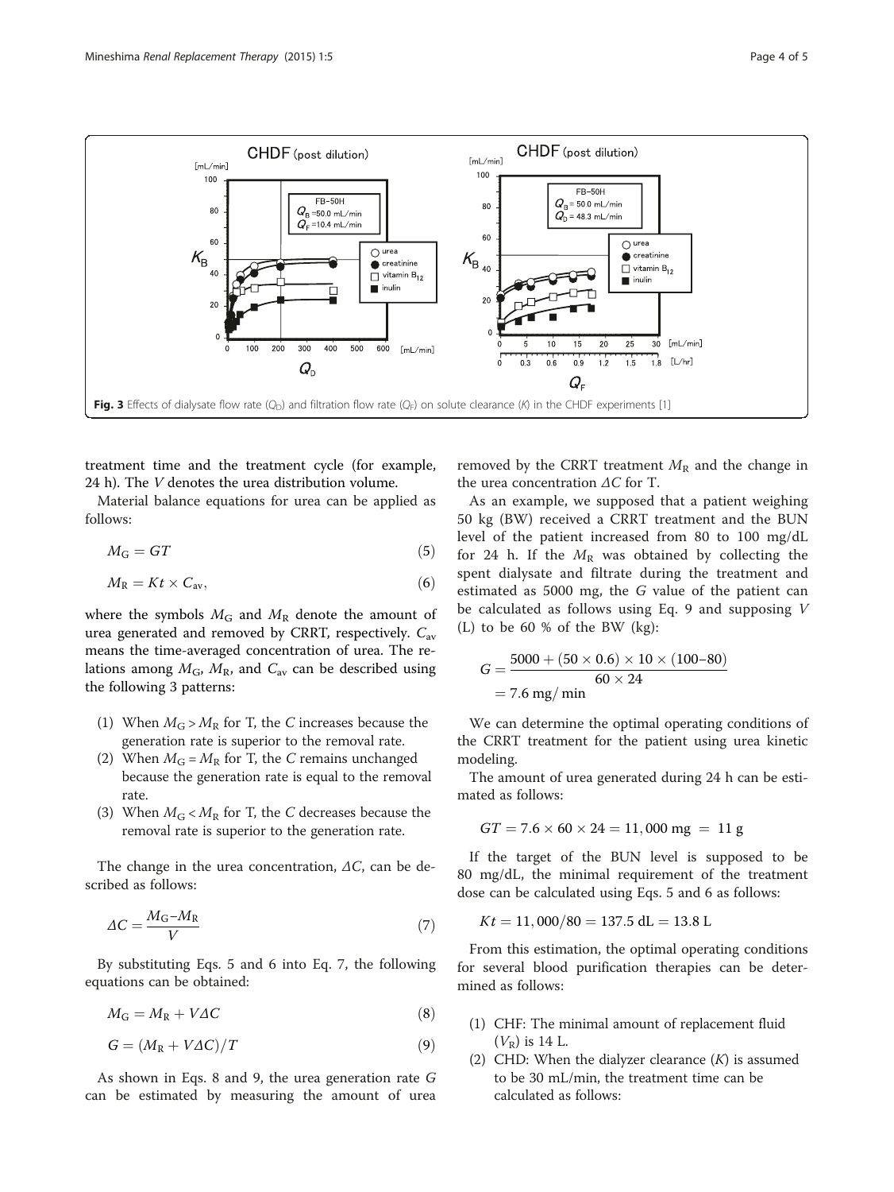Fig. 3 Effects of dialysate flow rate ($Q_D$) and filtration flow rate ($Q_F$) on solute clearance ($K$) in the CHDF experiments [1]

treatment time and the treatment cycle (for example, 24 h). The $V$ denotes the urea distribution volume.

Material balance equations for urea can be applied as follows:

$$M_G = GT \tag{5}$$

$$M_R = Kt \times C_{av}, \tag{6}$$

where the symbols $M_G$ and $M_R$ denote the amount of urea generated and removed by CRRT, respectively. $C_{av}$ means the time-averaged concentration of urea. The relations among $M_G$, $M_R$, and $C_{av}$ can be described using the following 3 patterns:

1. When $M_G > M_R$ for T, the $C$ increases because the generation rate is superior to the removal rate.
2. When $M_G = M_R$ for T, the $C$ remains unchanged because the generation rate is equal to the removal rate.
3. When $M_G < M_R$ for T, the $C$ decreases because the removal rate is superior to the generation rate.

The change in the urea concentration, $\Delta C$, can be described as follows:

$$\Delta C = \frac{M_G - M_R}{V} \tag{7}$$

By substituting Eqs. 5 and 6 into Eq. 7, the following equations can be obtained:

$$M_G = M_R + V\Delta C \tag{8}$$

$$G = (M_R + V\Delta C)/T \tag{9}$$

As shown in Eqs. 8 and 9, the urea generation rate $G$ can be estimated by measuring the amount of urea removed by the CRRT treatment $M_R$ and the change in the urea concentration $\Delta C$ for T.

As an example, we supposed that a patient weighing 50 kg (BW) received a CRRT treatment and the BUN level of the patient increased from 80 to 100 mg/dL for 24 h. If the $M_R$ was obtained by collecting the spent dialysate and filtrate during the treatment and estimated as 5000 mg, the $G$ value of the patient can be calculated as follows using Eq. 9 and supposing $V$ (L) to be 60 % of the BW (kg):

$$G = \frac{5000 + (50 \times 0.6) \times 10 \times (100 - 80)}{60 \times 24} = 7.6 \text{ mg/min}$$

We can determine the optimal operating conditions of the CRRT treatment for the patient using urea kinetic modeling.

The amount of urea generated during 24 h can be estimated as follows:

$$GT = 7.6 \times 60 \times 24 = 11{,}000 \text{ mg} = 11 \text{ g}$$

If the target of the BUN level is supposed to be 80 mg/dL, the minimal requirement of the treatment dose can be calculated using Eqs. 5 and 6 as follows:

$$Kt = 11{,}000/80 = 137.5 \text{ dL} = 13.8 \text{ L}$$

From this estimation, the optimal operating conditions for several blood purification therapies can be determined as follows:

1. CHF: The minimal amount of replacement fluid ($V_R$) is 14 L.
2. CHD: When the dialyzer clearance ($K$) is assumed to be 30 mL/min, the treatment time can be calculated as follows: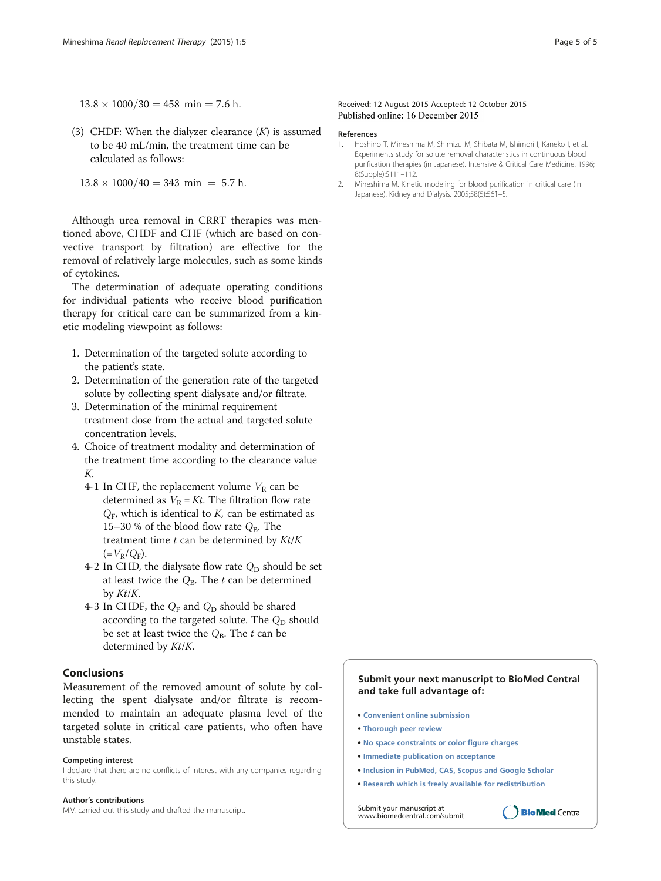$$13.8 \times 1000/30 = 458 \text{ min} = 7.6 \text{ h}.$$

(3) CHDF: When the dialyzer clearance ($K$) is assumed to be 40 mL/min, the treatment time can be calculated as follows:

$$13.8 \times 1000/40 = 343 \text{ min} = 5.7 \text{ h}.$$

Although urea removal in CRRT therapies was mentioned above, CHDF and CHF (which are based on convective transport by filtration) are effective for the removal of relatively large molecules, such as some kinds of cytokines.

The determination of adequate operating conditions for individual patients who receive blood purification therapy for critical care can be summarized from a kinetic modeling viewpoint as follows:

1. Determination of the targeted solute according to the patient's state.
2. Determination of the generation rate of the targeted solute by collecting spent dialysate and/or filtrate.
3. Determination of the minimal requirement treatment dose from the actual and targeted solute concentration levels.
4. Choice of treatment modality and determination of the treatment time according to the clearance value $K$.
   - 4-1 In CHF, the replacement volume $V_R$ can be determined as $V_R = Kt$. The filtration flow rate $Q_F$, which is identical to $K$, can be estimated as 15–30 % of the blood flow rate $Q_B$. The treatment time $t$ can be determined by $Kt/K$ $(=V_R/Q_F)$.
   - 4-2 In CHD, the dialysate flow rate $Q_D$ should be set at least twice the $Q_B$. The $t$ can be determined by $Kt/K$.
   - 4-3 In CHDF, the $Q_F$ and $Q_D$ should be shared according to the targeted solute. The $Q_D$ should be set at least twice the $Q_B$. The $t$ can be determined by $Kt/K$.

## Conclusions

Measurement of the removed amount of solute by collecting the spent dialysate and/or filtrate is recommended to maintain an adequate plasma level of the targeted solute in critical care patients, who often have unstable states.

### Competing interest

I declare that there are no conflicts of interest with any companies regarding this study.

### Author's contributions

MM carried out this study and drafted the manuscript.

Received: 12 August 2015 Accepted: 12 October 2015
Published online: 16 December 2015

### References

1. Hoshino T, Mineshima M, Shimizu M, Shibata M, Ishimori I, Kaneko I, et al. Experiments study for solute removal characteristics in continuous blood purification therapies (in Japanese). Intensive & Critical Care Medicine. 1996; 8(Supple):S111–112.
2. Mineshima M. Kinetic modeling for blood purification in critical care (in Japanese). Kidney and Dialysis. 2005;58(5):561–5.

**Submit your next manuscript to BioMed Central and take full advantage of:**

- Convenient online submission
- Thorough peer review
- No space constraints or color figure charges
- Immediate publication on acceptance
- Inclusion in PubMed, CAS, Scopus and Google Scholar
- Research which is freely available for redistribution

Submit your manuscript at www.biomedcentral.com/submit

BioMed Central